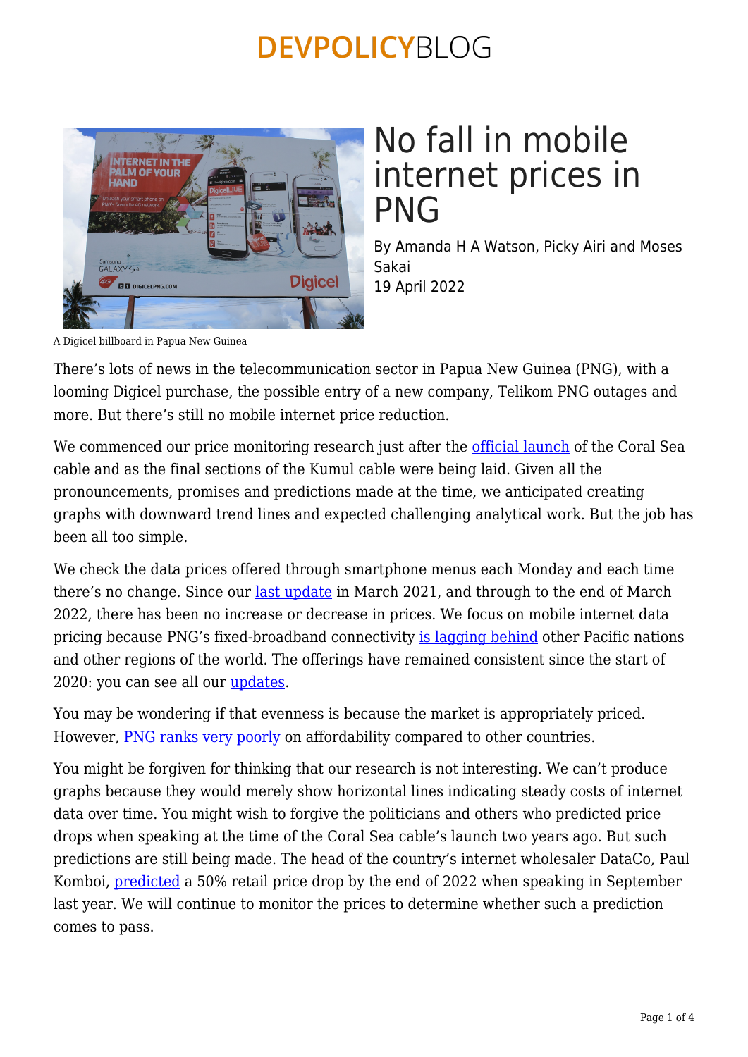# No fall in mobile internet prices in PNG

By Amanda H A Watson, Picky Airi and Moses Sakai
19 April 2022

A Digicel billboard in Papua New Guinea

There's lots of news in the telecommunication sector in Papua New Guinea (PNG), with a looming Digicel purchase, the possible entry of a new company, Telikom PNG outages and more. But there's still no mobile internet price reduction.

We commenced our price monitoring research just after the official launch of the Coral Sea cable and as the final sections of the Kumul cable were being laid. Given all the pronouncements, promises and predictions made at the time, we anticipated creating graphs with downward trend lines and expected challenging analytical work. But the job has been all too simple.

We check the data prices offered through smartphone menus each Monday and each time there's no change. Since our last update in March 2021, and through to the end of March 2022, there has been no increase or decrease in prices. We focus on mobile internet data pricing because PNG's fixed-broadband connectivity is lagging behind other Pacific nations and other regions of the world. The offerings have remained consistent since the start of 2020: you can see all our updates.

You may be wondering if that evenness is because the market is appropriately priced. However, PNG ranks very poorly on affordability compared to other countries.

You might be forgiven for thinking that our research is not interesting. We can't produce graphs because they would merely show horizontal lines indicating steady costs of internet data over time. You might wish to forgive the politicians and others who predicted price drops when speaking at the time of the Coral Sea cable's launch two years ago. But such predictions are still being made. The head of the country's internet wholesaler DataCo, Paul Komboi, predicted a 50% retail price drop by the end of 2022 when speaking in September last year. We will continue to monitor the prices to determine whether such a prediction comes to pass.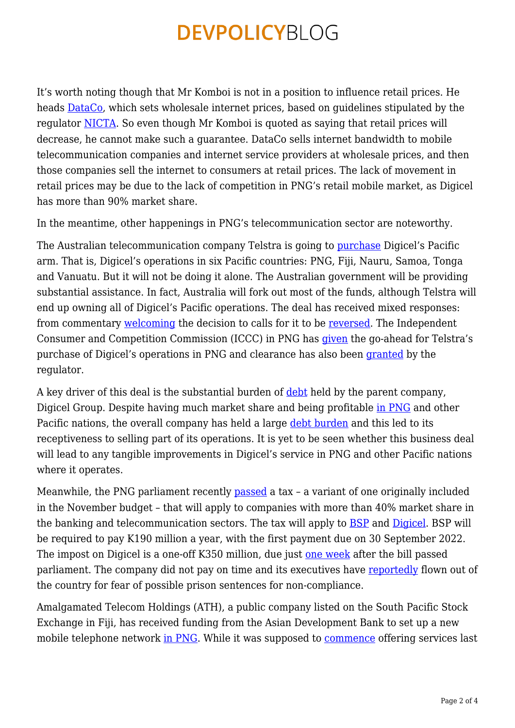It's worth noting though that Mr Komboi is not in a position to influence retail prices. He heads DataCo, which sets wholesale internet prices, based on guidelines stipulated by the regulator NICTA. So even though Mr Komboi is quoted as saying that retail prices will decrease, he cannot make such a guarantee. DataCo sells internet bandwidth to mobile telecommunication companies and internet service providers at wholesale prices, and then those companies sell the internet to consumers at retail prices. The lack of movement in retail prices may be due to the lack of competition in PNG's retail mobile market, as Digicel has more than 90% market share.

In the meantime, other happenings in PNG's telecommunication sector are noteworthy.

The Australian telecommunication company Telstra is going to purchase Digicel's Pacific arm. That is, Digicel's operations in six Pacific countries: PNG, Fiji, Nauru, Samoa, Tonga and Vanuatu. But it will not be doing it alone. The Australian government will be providing substantial assistance. In fact, Australia will fork out most of the funds, although Telstra will end up owning all of Digicel's Pacific operations. The deal has received mixed responses: from commentary welcoming the decision to calls for it to be reversed. The Independent Consumer and Competition Commission (ICCC) in PNG has given the go-ahead for Telstra's purchase of Digicel's operations in PNG and clearance has also been granted by the regulator.

A key driver of this deal is the substantial burden of debt held by the parent company, Digicel Group. Despite having much market share and being profitable in PNG and other Pacific nations, the overall company has held a large debt burden and this led to its receptiveness to selling part of its operations. It is yet to be seen whether this business deal will lead to any tangible improvements in Digicel's service in PNG and other Pacific nations where it operates.

Meanwhile, the PNG parliament recently passed a tax – a variant of one originally included in the November budget – that will apply to companies with more than 40% market share in the banking and telecommunication sectors. The tax will apply to BSP and Digicel. BSP will be required to pay K190 million a year, with the first payment due on 30 September 2022. The impost on Digicel is a one-off K350 million, due just one week after the bill passed parliament. The company did not pay on time and its executives have reportedly flown out of the country for fear of possible prison sentences for non-compliance.

Amalgamated Telecom Holdings (ATH), a public company listed on the South Pacific Stock Exchange in Fiji, has received funding from the Asian Development Bank to set up a new mobile telephone network in PNG. While it was supposed to commence offering services last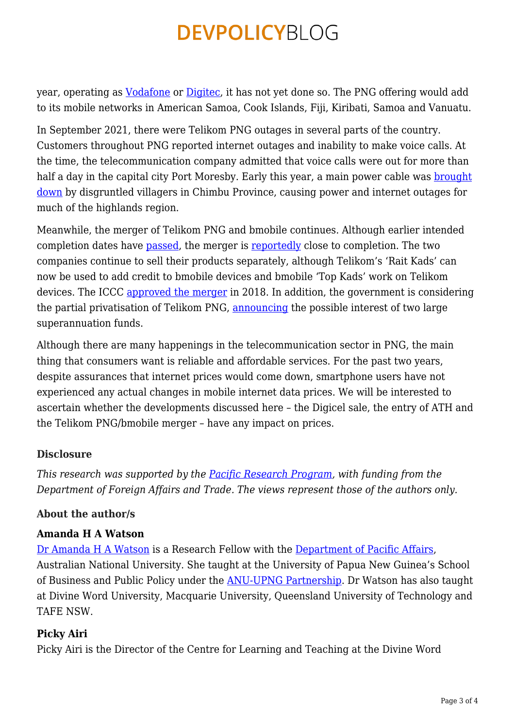year, operating as Vodafone or Digitec, it has not yet done so. The PNG offering would add to its mobile networks in American Samoa, Cook Islands, Fiji, Kiribati, Samoa and Vanuatu.

In September 2021, there were Telikom PNG outages in several parts of the country. Customers throughout PNG reported internet outages and inability to make voice calls. At the time, the telecommunication company admitted that voice calls were out for more than half a day in the capital city Port Moresby. Early this year, a main power cable was brought down by disgruntled villagers in Chimbu Province, causing power and internet outages for much of the highlands region.

Meanwhile, the merger of Telikom PNG and bmobile continues. Although earlier intended completion dates have passed, the merger is reportedly close to completion. The two companies continue to sell their products separately, although Telikom's 'Rait Kads' can now be used to add credit to bmobile devices and bmobile 'Top Kads' work on Telikom devices. The ICCC approved the merger in 2018. In addition, the government is considering the partial privatisation of Telikom PNG, announcing the possible interest of two large superannuation funds.

Although there are many happenings in the telecommunication sector in PNG, the main thing that consumers want is reliable and affordable services. For the past two years, despite assurances that internet prices would come down, smartphone users have not experienced any actual changes in mobile internet data prices. We will be interested to ascertain whether the developments discussed here – the Digicel sale, the entry of ATH and the Telikom PNG/bmobile merger – have any impact on prices.

### Disclosure

*This research was supported by the Pacific Research Program, with funding from the Department of Foreign Affairs and Trade. The views represent those of the authors only.*

### About the author/s

#### Amanda H A Watson

Dr Amanda H A Watson is a Research Fellow with the Department of Pacific Affairs, Australian National University. She taught at the University of Papua New Guinea's School of Business and Public Policy under the ANU-UPNG Partnership. Dr Watson has also taught at Divine Word University, Macquarie University, Queensland University of Technology and TAFE NSW.

#### Picky Airi

Picky Airi is the Director of the Centre for Learning and Teaching at the Divine Word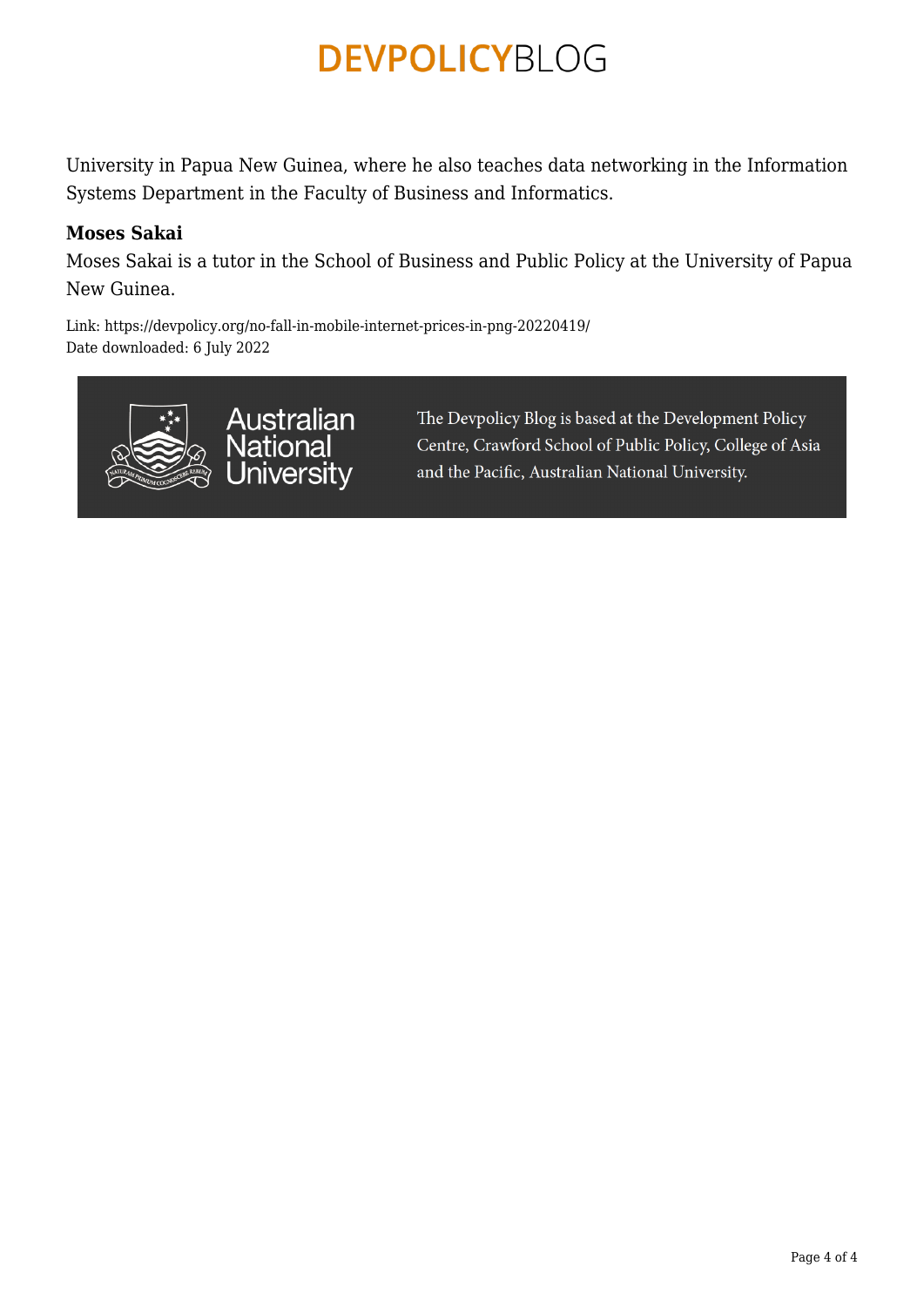University in Papua New Guinea, where he also teaches data networking in the Information Systems Department in the Faculty of Business and Informatics.

**Moses Sakai**

Moses Sakai is a tutor in the School of Business and Public Policy at the University of Papua New Guinea.

Link: https://devpolicy.org/no-fall-in-mobile-internet-prices-in-png-20220419/
Date downloaded: 6 July 2022

Australian National University

The Devpolicy Blog is based at the Development Policy Centre, Crawford School of Public Policy, College of Asia and the Pacific, Australian National University.